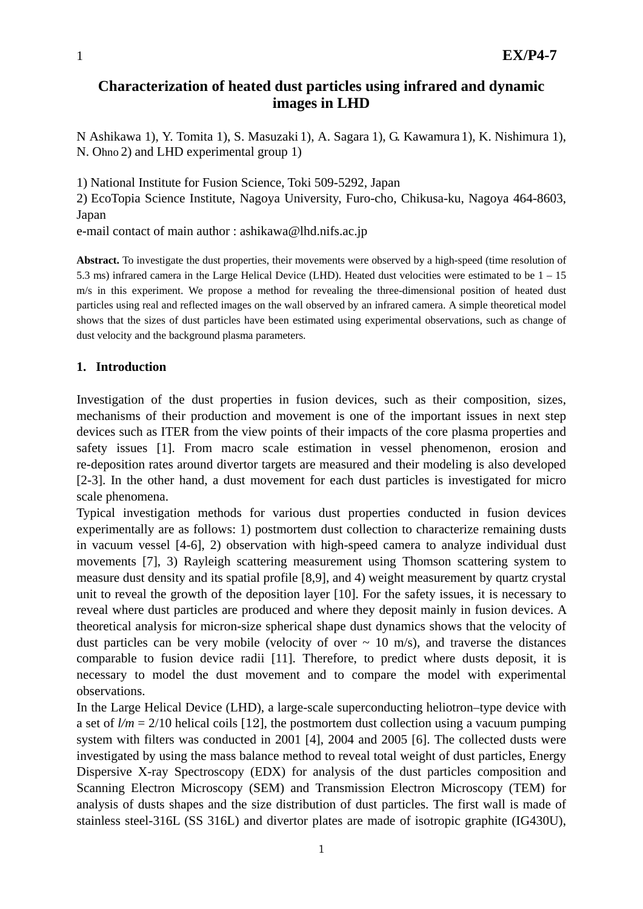# Characterization of heated dust particles using infrared and dynamic images in LHD

N Ashikawa 1), Y. Tomita 1), S. Masuzaki 1), A. Sagara 1), G. Kawamura 1), K. Nishimura 1), N. Ohno 2) and LHD experimental group 1)

1) National Institute for Fusion Science, Toki 509-5292, Japan
2) EcoTopia Science Institute, Nagoya University, Furo-cho, Chikusa-ku, Nagoya 464-8603, Japan
e-mail contact of main author : ashikawa@lhd.nifs.ac.jp

**Abstract.** To investigate the dust properties, their movements were observed by a high-speed (time resolution of 5.3 ms) infrared camera in the Large Helical Device (LHD). Heated dust velocities were estimated to be 1 – 15 m/s in this experiment. We propose a method for revealing the three-dimensional position of heated dust particles using real and reflected images on the wall observed by an infrared camera. A simple theoretical model shows that the sizes of dust particles have been estimated using experimental observations, such as change of dust velocity and the background plasma parameters.

## 1. Introduction

Investigation of the dust properties in fusion devices, such as their composition, sizes, mechanisms of their production and movement is one of the important issues in next step devices such as ITER from the view points of their impacts of the core plasma properties and safety issues [1]. From macro scale estimation in vessel phenomenon, erosion and re-deposition rates around divertor targets are measured and their modeling is also developed [2-3]. In the other hand, a dust movement for each dust particles is investigated for micro scale phenomena.

Typical investigation methods for various dust properties conducted in fusion devices experimentally are as follows: 1) postmortem dust collection to characterize remaining dusts in vacuum vessel [4-6], 2) observation with high-speed camera to analyze individual dust movements [7], 3) Rayleigh scattering measurement using Thomson scattering system to measure dust density and its spatial profile [8,9], and 4) weight measurement by quartz crystal unit to reveal the growth of the deposition layer [10]. For the safety issues, it is necessary to reveal where dust particles are produced and where they deposit mainly in fusion devices. A theoretical analysis for micron-size spherical shape dust dynamics shows that the velocity of dust particles can be very mobile (velocity of over ~ 10 m/s), and traverse the distances comparable to fusion device radii [11]. Therefore, to predict where dusts deposit, it is necessary to model the dust movement and to compare the model with experimental observations.

In the Large Helical Device (LHD), a large-scale superconducting heliotron–type device with a set of $l/m$ = 2/10 helical coils [12], the postmortem dust collection using a vacuum pumping system with filters was conducted in 2001 [4], 2004 and 2005 [6]. The collected dusts were investigated by using the mass balance method to reveal total weight of dust particles, Energy Dispersive X-ray Spectroscopy (EDX) for analysis of the dust particles composition and Scanning Electron Microscopy (SEM) and Transmission Electron Microscopy (TEM) for analysis of dusts shapes and the size distribution of dust particles. The first wall is made of stainless steel-316L (SS 316L) and divertor plates are made of isotropic graphite (IG430U),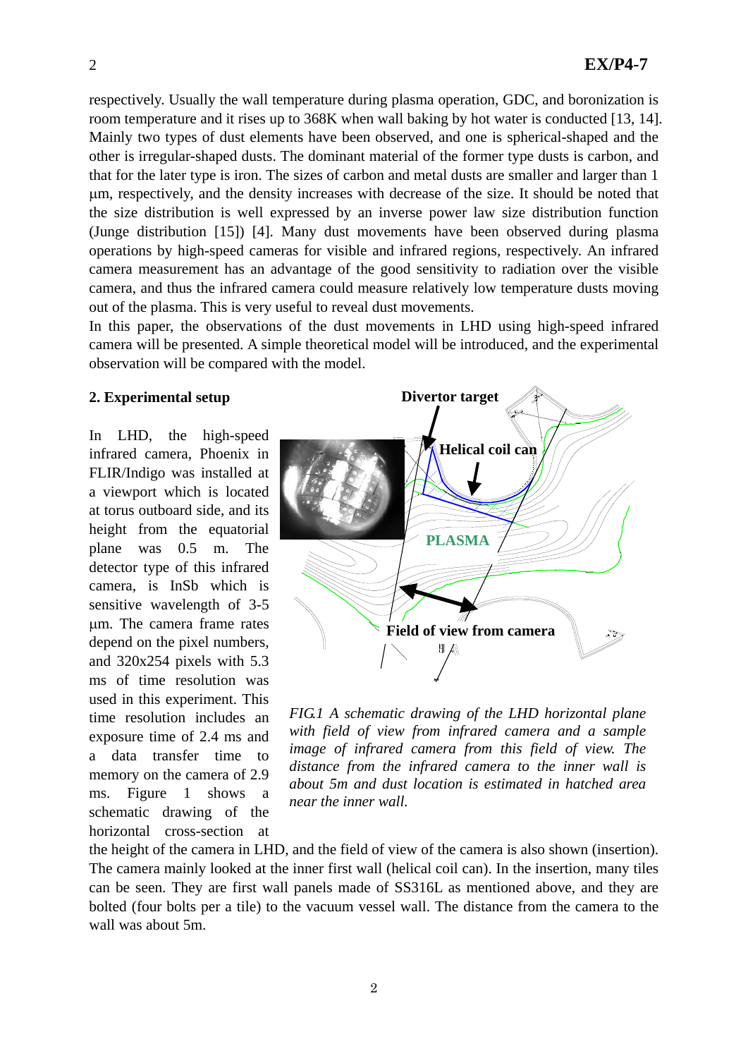respectively. Usually the wall temperature during plasma operation, GDC, and boronization is room temperature and it rises up to 368K when wall baking by hot water is conducted [13, 14]. Mainly two types of dust elements have been observed, and one is spherical-shaped and the other is irregular-shaped dusts. The dominant material of the former type dusts is carbon, and that for the later type is iron. The sizes of carbon and metal dusts are smaller and larger than 1 μm, respectively, and the density increases with decrease of the size. It should be noted that the size distribution is well expressed by an inverse power law size distribution function (Junge distribution [15]) [4]. Many dust movements have been observed during plasma operations by high-speed cameras for visible and infrared regions, respectively. An infrared camera measurement has an advantage of the good sensitivity to radiation over the visible camera, and thus the infrared camera could measure relatively low temperature dusts moving out of the plasma. This is very useful to reveal dust movements.

In this paper, the observations of the dust movements in LHD using high-speed infrared camera will be presented. A simple theoretical model will be introduced, and the experimental observation will be compared with the model.

## 2. Experimental setup

In LHD, the high-speed infrared camera, Phoenix in FLIR/Indigo was installed at a viewport which is located at torus outboard side, and its height from the equatorial plane was 0.5 m. The detector type of this infrared camera, is InSb which is sensitive wavelength of 3-5 μm. The camera frame rates depend on the pixel numbers, and 320x254 pixels with 5.3 ms of time resolution was used in this experiment. This time resolution includes an exposure time of 2.4 ms and a data transfer time to memory on the camera of 2.9 ms. Figure 1 shows a schematic drawing of the horizontal cross-section at the height of the camera in LHD, and the field of view of the camera is also shown (insertion). The camera mainly looked at the inner first wall (helical coil can). In the insertion, many tiles can be seen. They are first wall panels made of SS316L as mentioned above, and they are bolted (four bolts per a tile) to the vacuum vessel wall. The distance from the camera to the wall was about 5m.

*FIG.1 A schematic drawing of the LHD horizontal plane with field of view from infrared camera and a sample image of infrared camera from this field of view. The distance from the infrared camera to the inner wall is about 5m and dust location is estimated in hatched area near the inner wall.*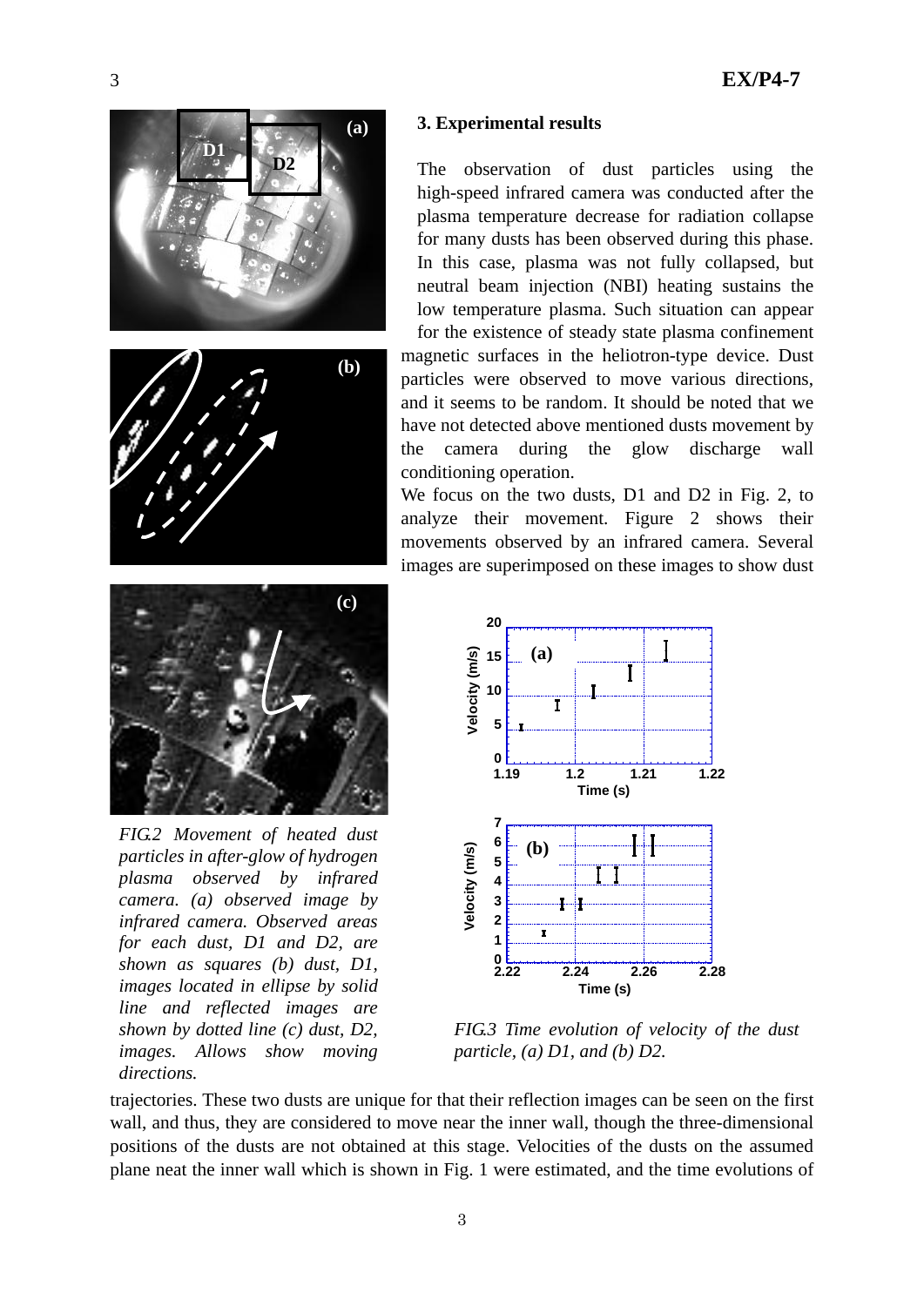## 3. Experimental results

The observation of dust particles using the high-speed infrared camera was conducted after the plasma temperature decrease for radiation collapse for many dusts has been observed during this phase. In this case, plasma was not fully collapsed, but neutral beam injection (NBI) heating sustains the low temperature plasma. Such situation can appear for the existence of steady state plasma confinement magnetic surfaces in the heliotron-type device. Dust particles were observed to move various directions, and it seems to be random. It should be noted that we have not detected above mentioned dusts movement by the camera during the glow discharge wall conditioning operation.

We focus on the two dusts, D1 and D2 in Fig. 2, to analyze their movement. Figure 2 shows their movements observed by an infrared camera. Several images are superimposed on these images to show dust trajectories. These two dusts are unique for that their reflection images can be seen on the first wall, and thus, they are considered to move near the inner wall, though the three-dimensional positions of the dusts are not obtained at this stage. Velocities of the dusts on the assumed plane neat the inner wall which is shown in Fig. 1 were estimated, and the time evolutions of

*FIG.2 Movement of heated dust particles in after-glow of hydrogen plasma observed by infrared camera. (a) observed image by infrared camera. Observed areas for each dust, D1 and D2, are shown as squares (b) dust, D1, images located in ellipse by solid line and reflected images are shown by dotted line (c) dust, D2, images. Allows show moving directions.*

*FIG.3 Time evolution of velocity of the dust particle, (a) D1, and (b) D2.*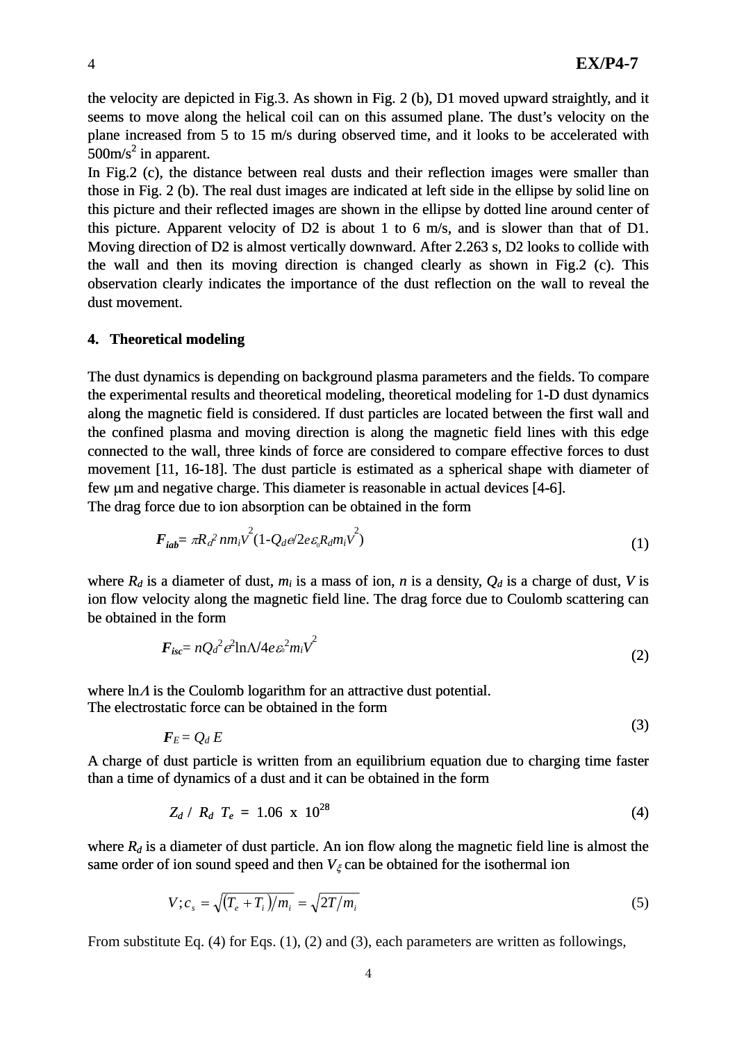the velocity are depicted in Fig.3. As shown in Fig. 2 (b), D1 moved upward straightly, and it seems to move along the helical coil can on this assumed plane. The dust's velocity on the plane increased from 5 to 15 m/s during observed time, and it looks to be accelerated with 500m/s$^2$ in apparent.

In Fig.2 (c), the distance between real dusts and their reflection images were smaller than those in Fig. 2 (b). The real dust images are indicated at left side in the ellipse by solid line on this picture and their reflected images are shown in the ellipse by dotted line around center of this picture. Apparent velocity of D2 is about 1 to 6 m/s, and is slower than that of D1. Moving direction of D2 is almost vertically downward. After 2.263 s, D2 looks to collide with the wall and then its moving direction is changed clearly as shown in Fig.2 (c). This observation clearly indicates the importance of the dust reflection on the wall to reveal the dust movement.

## 4. Theoretical modeling

The dust dynamics is depending on background plasma parameters and the fields. To compare the experimental results and theoretical modeling, theoretical modeling for 1-D dust dynamics along the magnetic field is considered. If dust particles are located between the first wall and the confined plasma and moving direction is along the magnetic field lines with this edge connected to the wall, three kinds of force are considered to compare effective forces to dust movement [11, 16-18]. The dust particle is estimated as a spherical shape with diameter of few μm and negative charge. This diameter is reasonable in actual devices [4-6].

The drag force due to ion absorption can be obtained in the form

$$\boldsymbol{F_{iab}} = \pi R_d^2\, n m_i V^2 (1 - Q_d e / 2e\varepsilon_o R_d m_i V^2) \tag{1}$$

where $R_d$ is a diameter of dust, $m_i$ is a mass of ion, $n$ is a density, $Q_d$ is a charge of dust, $V$ is ion flow velocity along the magnetic field line. The drag force due to Coulomb scattering can be obtained in the form

$$\boldsymbol{F_{isc}} = n Q_d^2 e^2 \ln\Lambda / 4e\varepsilon_o^2 m_i V^2 \tag{2}$$

where $\ln\Lambda$ is the Coulomb logarithm for an attractive dust potential.

The electrostatic force can be obtained in the form

$$\boldsymbol{F_E} = Q_d\, E \tag{3}$$

A charge of dust particle is written from an equilibrium equation due to charging time faster than a time of dynamics of a dust and it can be obtained in the form

$$Z_d \ / \ R_d \ T_e \ = \ 1.06 \ \text{x} \ 10^{28} \tag{4}$$

where $R_d$ is a diameter of dust particle. An ion flow along the magnetic field line is almost the same order of ion sound speed and then $V_\xi$ can be obtained for the isothermal ion

$$V ; c_s = \sqrt{(T_e + T_i)/m_i} = \sqrt{2T/m_i} \tag{5}$$

From substitute Eq. (4) for Eqs. (1), (2) and (3), each parameters are written as followings,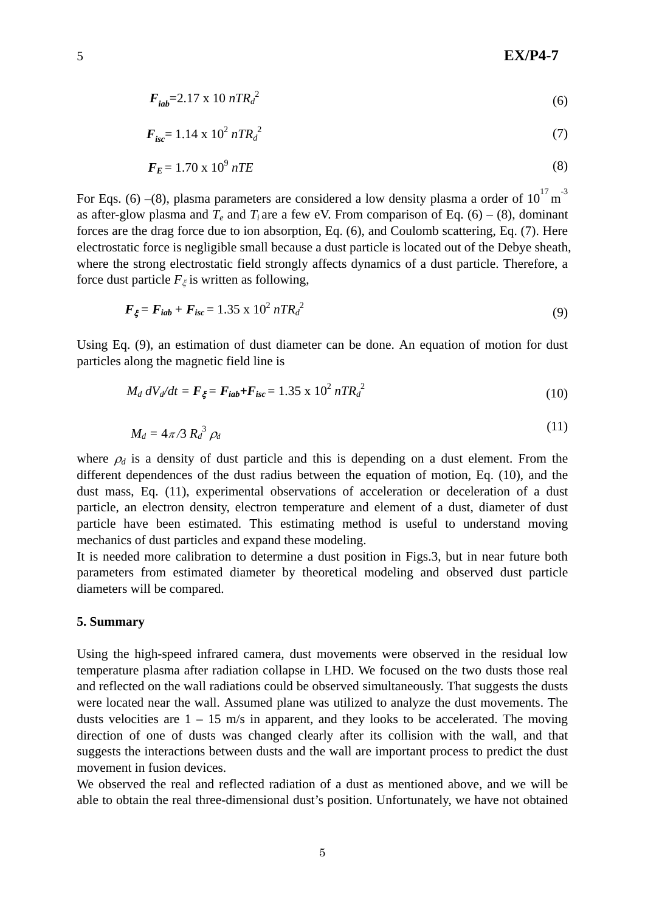$$\boldsymbol{F_{iab}}\text{=2.17 x 10 } nTR_d^{\,2} \tag{6}$$

$$\boldsymbol{F_{isc}}\text{= 1.14 x } 10^2\; nTR_d^{\,2} \tag{7}$$

$$\boldsymbol{F_E} = 1.70 \text{ x } 10^9\; nTE \tag{8}$$

For Eqs. (6) –(8), plasma parameters are considered a low density plasma a order of $10^{17}$ $m^{-3}$ as after-glow plasma and $T_e$ and $T_i$ are a few eV. From comparison of Eq. (6) – (8), dominant forces are the drag force due to ion absorption, Eq. (6), and Coulomb scattering, Eq. (7). Here electrostatic force is negligible small because a dust particle is located out of the Debye sheath, where the strong electrostatic field strongly affects dynamics of a dust particle. Therefore, a force dust particle $F_\xi$ is written as following,

$$\boldsymbol{F_\xi} = \boldsymbol{F_{iab}} + \boldsymbol{F_{isc}} = 1.35 \text{ x } 10^2\; nTR_d^{\,2} \tag{9}$$

Using Eq. (9), an estimation of dust diameter can be done. An equation of motion for dust particles along the magnetic field line is

$$M_d\; dV_d/dt = \boldsymbol{F_\xi} = \boldsymbol{F_{iab}}+\boldsymbol{F_{isc}} = 1.35 \text{ x } 10^2\; nTR_d^{\,2} \tag{10}$$

$$M_d = 4\pi/3\; R_d^{\,3}\; \rho_d \tag{11}$$

where $\rho_d$ is a density of dust particle and this is depending on a dust element. From the different dependences of the dust radius between the equation of motion, Eq. (10), and the dust mass, Eq. (11), experimental observations of acceleration or deceleration of a dust particle, an electron density, electron temperature and element of a dust, diameter of dust particle have been estimated. This estimating method is useful to understand moving mechanics of dust particles and expand these modeling.

It is needed more calibration to determine a dust position in Figs.3, but in near future both parameters from estimated diameter by theoretical modeling and observed dust particle diameters will be compared.

## 5. Summary

Using the high-speed infrared camera, dust movements were observed in the residual low temperature plasma after radiation collapse in LHD. We focused on the two dusts those real and reflected on the wall radiations could be observed simultaneously. That suggests the dusts were located near the wall. Assumed plane was utilized to analyze the dust movements. The dusts velocities are 1 – 15 m/s in apparent, and they looks to be accelerated. The moving direction of one of dusts was changed clearly after its collision with the wall, and that suggests the interactions between dusts and the wall are important process to predict the dust movement in fusion devices.

We observed the real and reflected radiation of a dust as mentioned above, and we will be able to obtain the real three-dimensional dust's position. Unfortunately, we have not obtained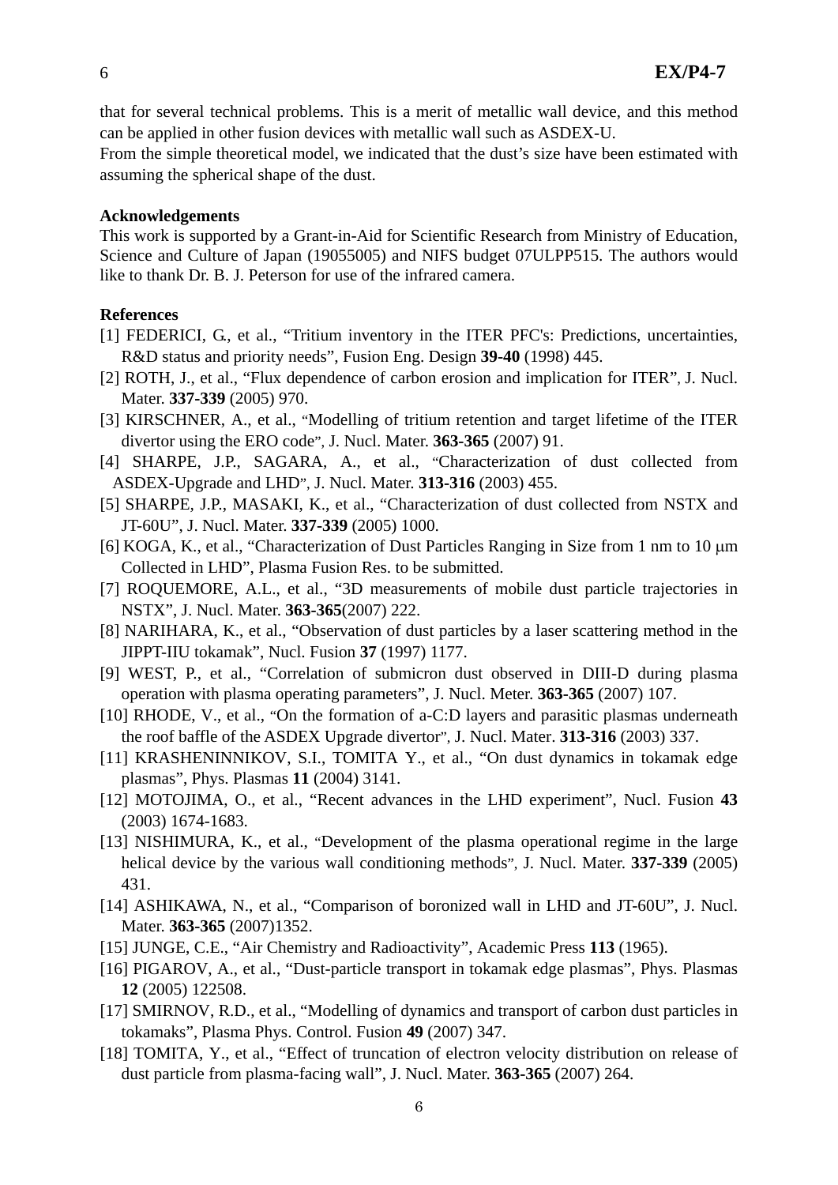that for several technical problems. This is a merit of metallic wall device, and this method can be applied in other fusion devices with metallic wall such as ASDEX-U.

From the simple theoretical model, we indicated that the dust's size have been estimated with assuming the spherical shape of the dust.

**Acknowledgements**

This work is supported by a Grant-in-Aid for Scientific Research from Ministry of Education, Science and Culture of Japan (19055005) and NIFS budget 07ULPP515. The authors would like to thank Dr. B. J. Peterson for use of the infrared camera.

**References**

[1] FEDERICI, G., et al., "Tritium inventory in the ITER PFC's: Predictions, uncertainties, R&D status and priority needs", Fusion Eng. Design **39-40** (1998) 445.

[2] ROTH, J., et al., "Flux dependence of carbon erosion and implication for ITER", J. Nucl. Mater. **337-339** (2005) 970.

[3] KIRSCHNER, A., et al., "Modelling of tritium retention and target lifetime of the ITER divertor using the ERO code", J. Nucl. Mater. **363-365** (2007) 91.

[4] SHARPE, J.P., SAGARA, A., et al., "Characterization of dust collected from ASDEX-Upgrade and LHD", J. Nucl. Mater. **313-316** (2003) 455.

[5] SHARPE, J.P., MASAKI, K., et al., "Characterization of dust collected from NSTX and JT-60U", J. Nucl. Mater. **337-339** (2005) 1000.

[6] KOGA, K., et al., "Characterization of Dust Particles Ranging in Size from 1 nm to 10 μm Collected in LHD", Plasma Fusion Res. to be submitted.

[7] ROQUEMORE, A.L., et al., "3D measurements of mobile dust particle trajectories in NSTX", J. Nucl. Mater. **363-365**(2007) 222.

[8] NARIHARA, K., et al., "Observation of dust particles by a laser scattering method in the JIPPT-IIU tokamak", Nucl. Fusion **37** (1997) 1177.

[9] WEST, P., et al., "Correlation of submicron dust observed in DIII-D during plasma operation with plasma operating parameters", J. Nucl. Meter. **363-365** (2007) 107.

[10] RHODE, V., et al., "On the formation of a-C:D layers and parasitic plasmas underneath the roof baffle of the ASDEX Upgrade divertor", J. Nucl. Mater. **313-316** (2003) 337.

[11] KRASHENINNIKOV, S.I., TOMITA Y., et al., "On dust dynamics in tokamak edge plasmas", Phys. Plasmas **11** (2004) 3141.

[12] MOTOJIMA, O., et al., "Recent advances in the LHD experiment", Nucl. Fusion **43** (2003) 1674-1683.

[13] NISHIMURA, K., et al., "Development of the plasma operational regime in the large helical device by the various wall conditioning methods", J. Nucl. Mater. **337-339** (2005) 431.

[14] ASHIKAWA, N., et al., "Comparison of boronized wall in LHD and JT-60U", J. Nucl. Mater. **363-365** (2007)1352.

[15] JUNGE, C.E., "Air Chemistry and Radioactivity", Academic Press **113** (1965).

[16] PIGAROV, A., et al., "Dust-particle transport in tokamak edge plasmas", Phys. Plasmas **12** (2005) 122508.

[17] SMIRNOV, R.D., et al., "Modelling of dynamics and transport of carbon dust particles in tokamaks", Plasma Phys. Control. Fusion **49** (2007) 347.

[18] TOMITA, Y., et al., "Effect of truncation of electron velocity distribution on release of dust particle from plasma-facing wall", J. Nucl. Mater. **363-365** (2007) 264.